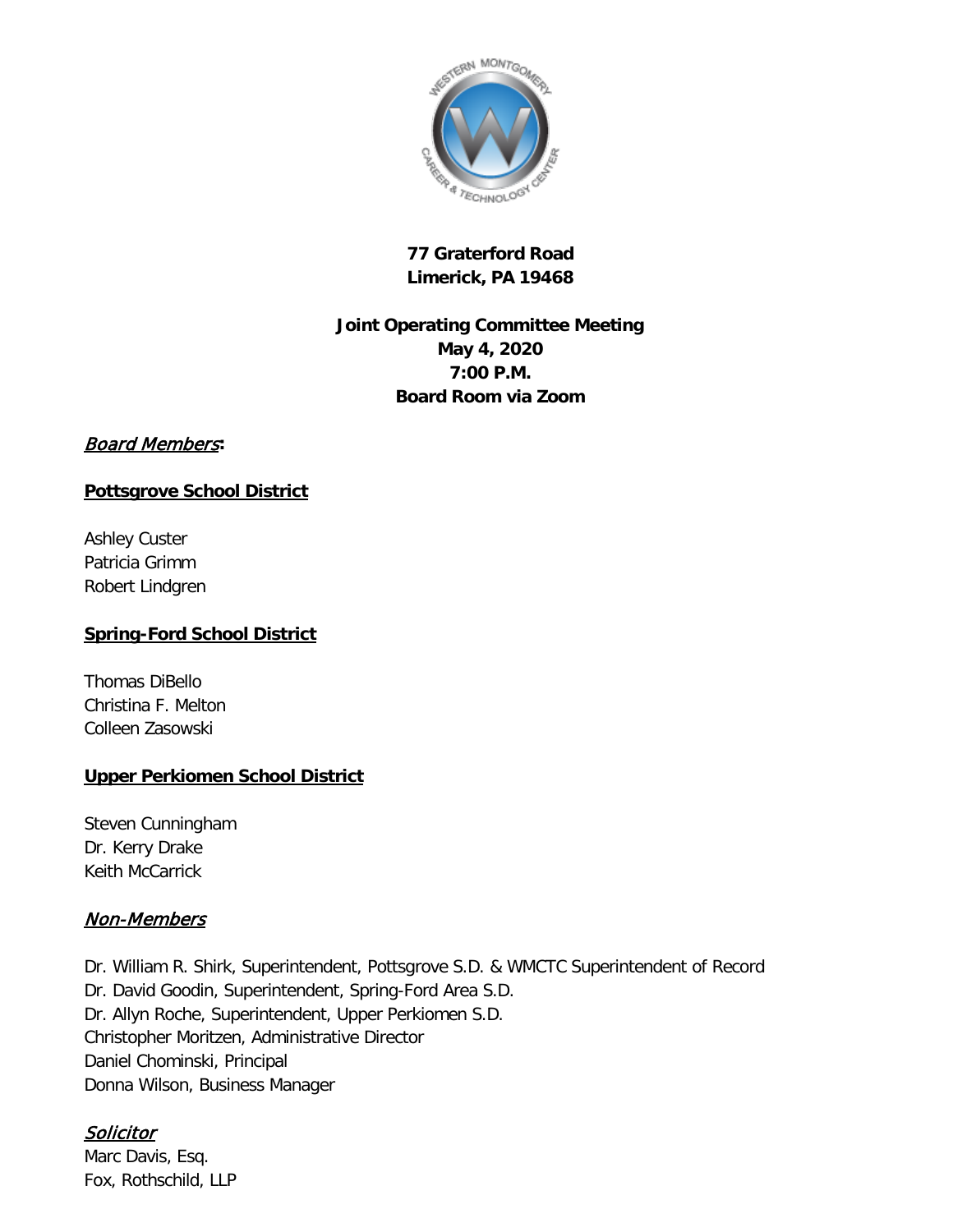**77 Graterford Road**
**Limerick, PA 19468**

**Joint Operating Committee Meeting**
**May 4, 2020**
**7:00 P.M.**
**Board Room via Zoom**

***Board Members*:**

**Pottsgrove School District**

Ashley Custer
Patricia Grimm
Robert Lindgren

**Spring-Ford School District**

Thomas DiBello
Christina F. Melton
Colleen Zasowski

**Upper Perkiomen School District**

Steven Cunningham
Dr. Kerry Drake
Keith McCarrick

*Non-Members*

Dr. William R. Shirk, Superintendent, Pottsgrove S.D. & WMCTC Superintendent of Record
Dr. David Goodin, Superintendent, Spring-Ford Area S.D.
Dr. Allyn Roche, Superintendent, Upper Perkiomen S.D.
Christopher Moritzen, Administrative Director
Daniel Chominski, Principal
Donna Wilson, Business Manager

*Solicitor*
Marc Davis, Esq.
Fox, Rothschild, LLP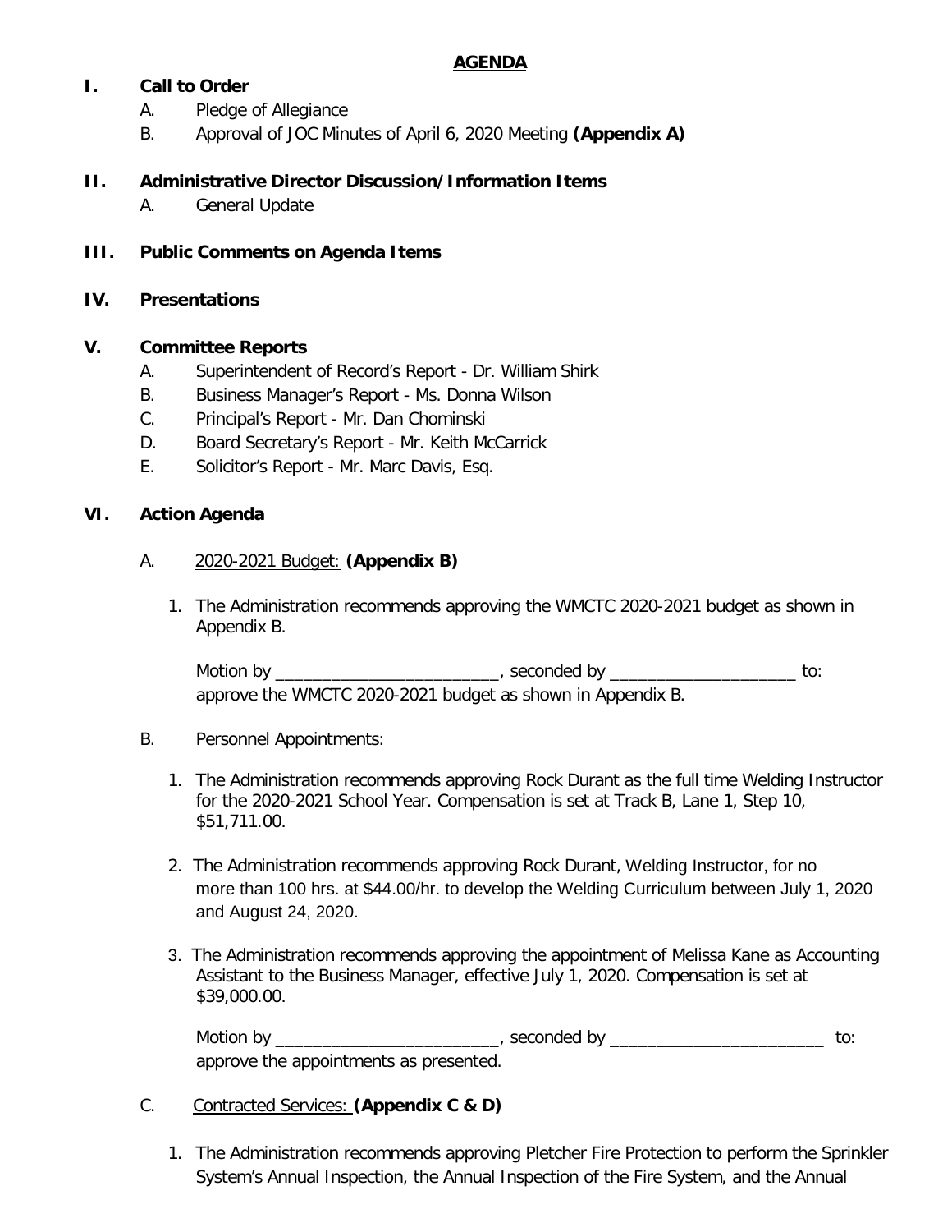# AGENDA

## I. Call to Order

A. Pledge of Allegiance

B. Approval of JOC Minutes of April 6, 2020 Meeting **(Appendix A)**

## II. Administrative Director Discussion/Information Items

A. General Update

## III. Public Comments on Agenda Items

## IV. Presentations

## V. Committee Reports

A. Superintendent of Record's Report - Dr. William Shirk

B. Business Manager's Report - Ms. Donna Wilson

C. Principal's Report - Mr. Dan Chominski

D. Board Secretary's Report - Mr. Keith McCarrick

E. Solicitor's Report - Mr. Marc Davis, Esq.

## VI. Action Agenda

A. 2020-2021 Budget: **(Appendix B)**

1. The Administration recommends approving the WMCTC 2020-2021 budget as shown in Appendix B.

   Motion by ________________________, seconded by ____________________ to: approve the WMCTC 2020-2021 budget as shown in Appendix B.

B. Personnel Appointments:

1. The Administration recommends approving Rock Durant as the full time Welding Instructor for the 2020-2021 School Year. Compensation is set at Track B, Lane 1, Step 10, $51,711.00.

2. The Administration recommends approving Rock Durant, Welding Instructor, for no more than 100 hrs. at $44.00/hr. to develop the Welding Curriculum between July 1, 2020 and August 24, 2020.

3. The Administration recommends approving the appointment of Melissa Kane as Accounting Assistant to the Business Manager, effective July 1, 2020. Compensation is set at $39,000.00.

   Motion by ________________________, seconded by _______________________ to: approve the appointments as presented.

C. Contracted Services: **(Appendix C & D)**

1. The Administration recommends approving Pletcher Fire Protection to perform the Sprinkler System's Annual Inspection, the Annual Inspection of the Fire System, and the Annual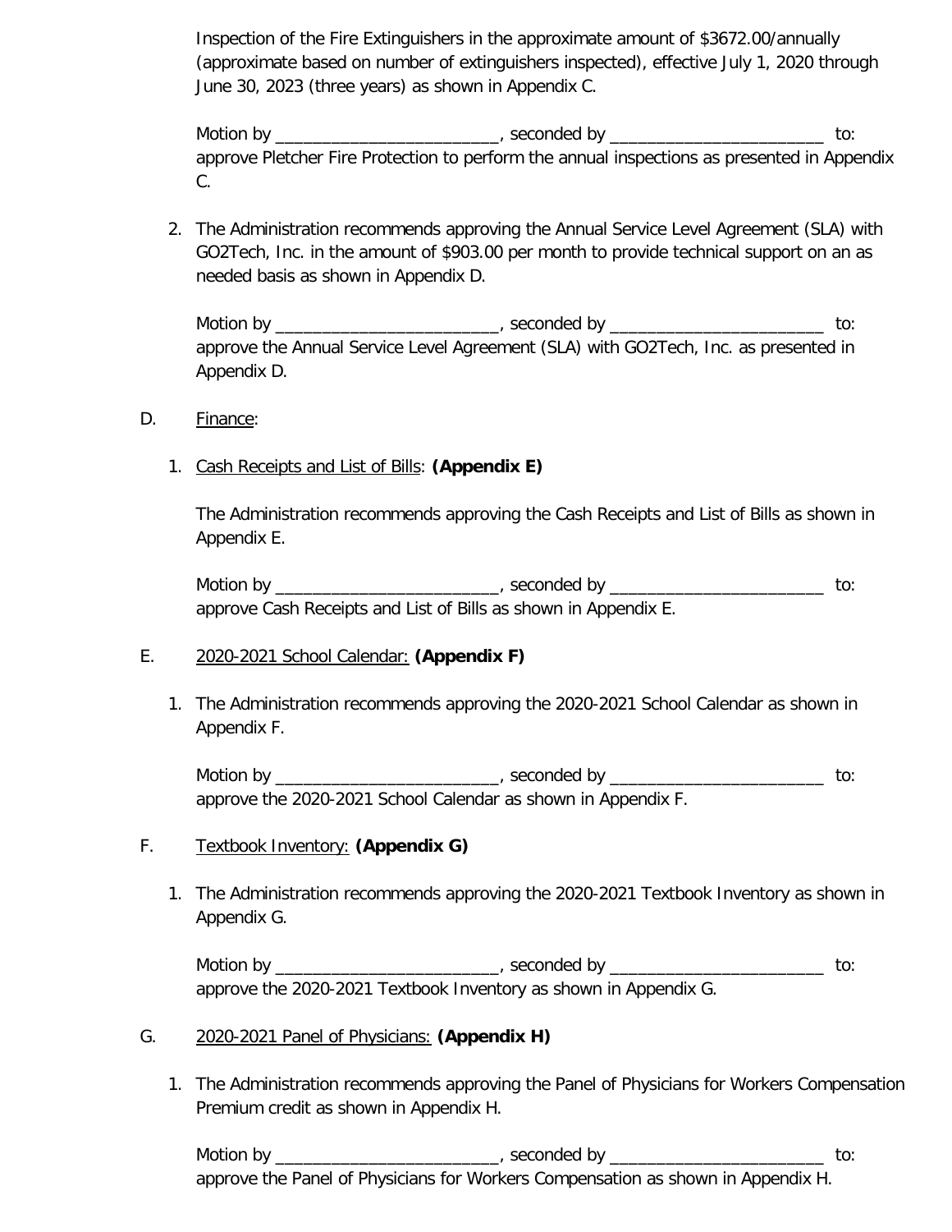Inspection of the Fire Extinguishers in the approximate amount of $3672.00/annually (approximate based on number of extinguishers inspected), effective July 1, 2020 through June 30, 2023 (three years) as shown in Appendix C.

Motion by ________________________, seconded by _______________________ to: approve Pletcher Fire Protection to perform the annual inspections as presented in Appendix C.

2. The Administration recommends approving the Annual Service Level Agreement (SLA) with GO2Tech, Inc. in the amount of $903.00 per month to provide technical support on an as needed basis as shown in Appendix D.

   Motion by ________________________, seconded by _______________________ to: approve the Annual Service Level Agreement (SLA) with GO2Tech, Inc. as presented in Appendix D.

D. Finance:

1. Cash Receipts and List of Bills: **(Appendix E)**

   The Administration recommends approving the Cash Receipts and List of Bills as shown in Appendix E.

   Motion by ________________________, seconded by _______________________ to: approve Cash Receipts and List of Bills as shown in Appendix E.

E. 2020-2021 School Calendar: **(Appendix F)**

1. The Administration recommends approving the 2020-2021 School Calendar as shown in Appendix F.

   Motion by ________________________, seconded by _______________________ to: approve the 2020-2021 School Calendar as shown in Appendix F.

F. Textbook Inventory: **(Appendix G)**

1. The Administration recommends approving the 2020-2021 Textbook Inventory as shown in Appendix G.

   Motion by ________________________, seconded by _______________________ to: approve the 2020-2021 Textbook Inventory as shown in Appendix G.

G. 2020-2021 Panel of Physicians: **(Appendix H)**

1. The Administration recommends approving the Panel of Physicians for Workers Compensation Premium credit as shown in Appendix H.

   Motion by ________________________, seconded by _______________________ to: approve the Panel of Physicians for Workers Compensation as shown in Appendix H.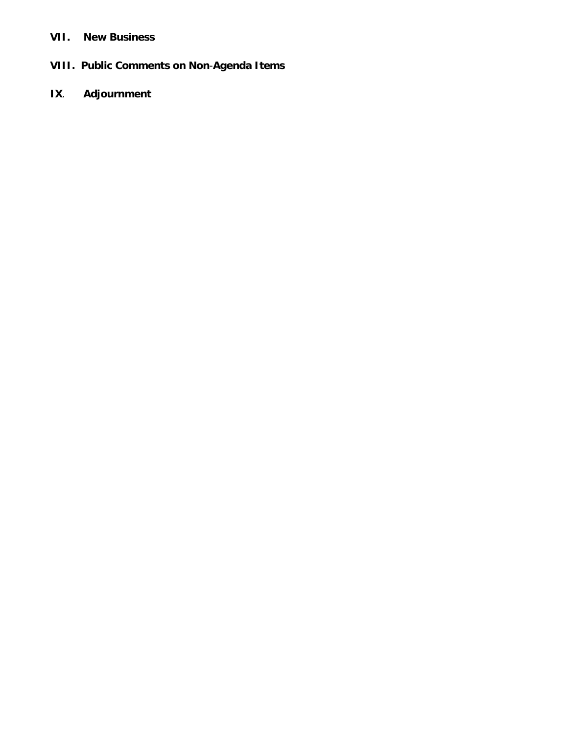**VII. New Business**

**VIII. Public Comments on Non-Agenda Items**

**IX. Adjournment**